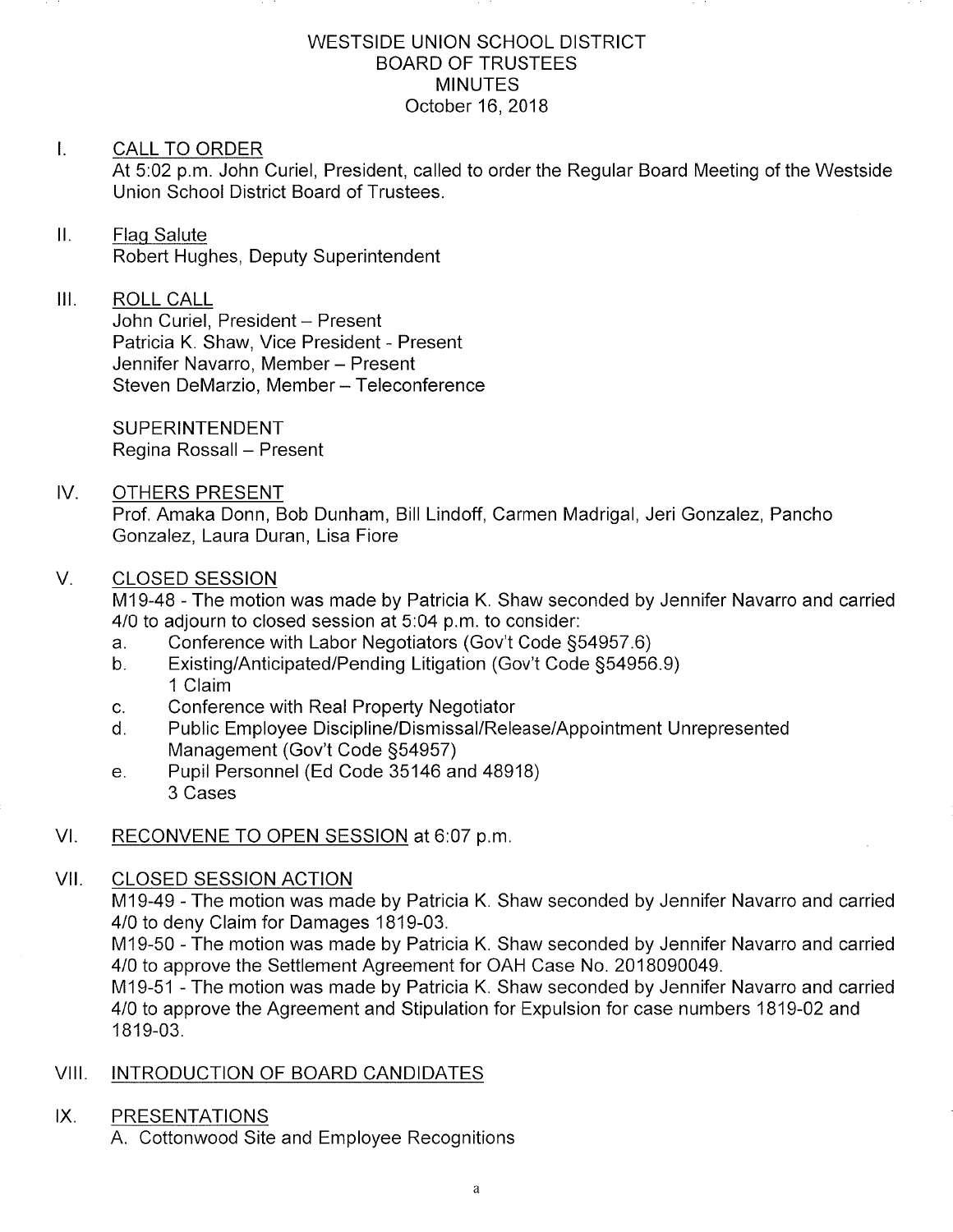# WESTSIDE UNION SCHOOL DISTRICT
## BOARD OF TRUSTEES
## MINUTES
October 16, 2018

I. CALL TO ORDER

At 5:02 p.m. John Curiel, President, called to order the Regular Board Meeting of the Westside Union School District Board of Trustees.

II. Flag Salute

Robert Hughes, Deputy Superintendent

III. ROLL CALL

John Curiel, President – Present
Patricia K. Shaw, Vice President - Present
Jennifer Navarro, Member – Present
Steven DeMarzio, Member – Teleconference

SUPERINTENDENT
Regina Rossall – Present

IV. OTHERS PRESENT

Prof. Amaka Donn, Bob Dunham, Bill Lindoff, Carmen Madrigal, Jeri Gonzalez, Pancho Gonzalez, Laura Duran, Lisa Fiore

V. CLOSED SESSION

M19-48 - The motion was made by Patricia K. Shaw seconded by Jennifer Navarro and carried 4/0 to adjourn to closed session at 5:04 p.m. to consider:

a. Conference with Labor Negotiators (Gov't Code §54957.6)
b. Existing/Anticipated/Pending Litigation (Gov't Code §54956.9)
   1 Claim
c. Conference with Real Property Negotiator
d. Public Employee Discipline/Dismissal/Release/Appointment Unrepresented Management (Gov't Code §54957)
e. Pupil Personnel (Ed Code 35146 and 48918)
   3 Cases

VI. RECONVENE TO OPEN SESSION at 6:07 p.m.

VII. CLOSED SESSION ACTION

M19-49 - The motion was made by Patricia K. Shaw seconded by Jennifer Navarro and carried 4/0 to deny Claim for Damages 1819-03.

M19-50 - The motion was made by Patricia K. Shaw seconded by Jennifer Navarro and carried 4/0 to approve the Settlement Agreement for OAH Case No. 2018090049.

M19-51 - The motion was made by Patricia K. Shaw seconded by Jennifer Navarro and carried 4/0 to approve the Agreement and Stipulation for Expulsion for case numbers 1819-02 and 1819-03.

VIII. INTRODUCTION OF BOARD CANDIDATES

IX. PRESENTATIONS

A. Cottonwood Site and Employee Recognitions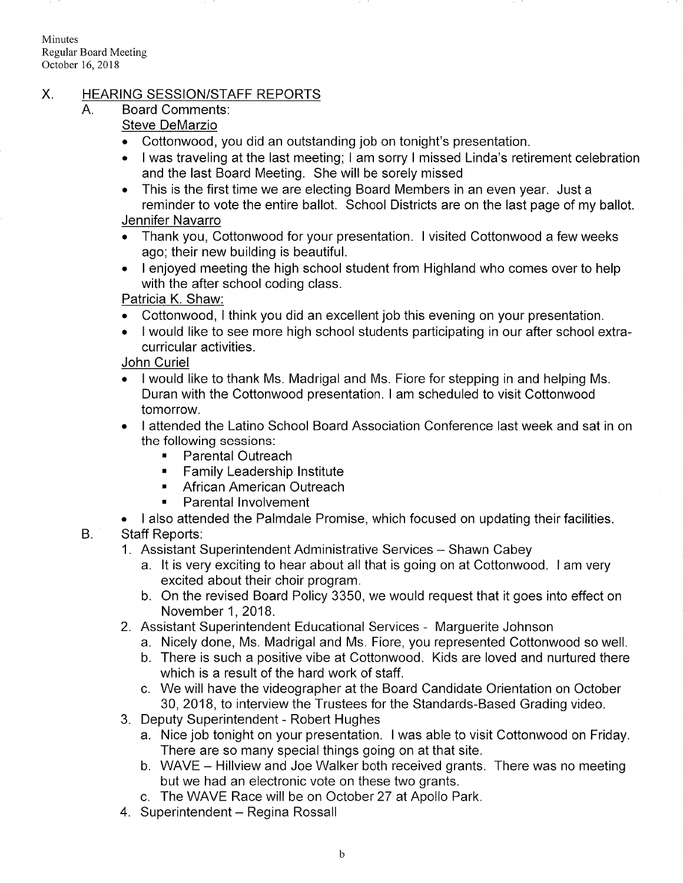## X. HEARING SESSION/STAFF REPORTS

### A. Board Comments:

Steve DeMarzio

- Cottonwood, you did an outstanding job on tonight's presentation.
- I was traveling at the last meeting; I am sorry I missed Linda's retirement celebration and the last Board Meeting. She will be sorely missed
- This is the first time we are electing Board Members in an even year. Just a reminder to vote the entire ballot. School Districts are on the last page of my ballot.

Jennifer Navarro

- Thank you, Cottonwood for your presentation. I visited Cottonwood a few weeks ago; their new building is beautiful.
- I enjoyed meeting the high school student from Highland who comes over to help with the after school coding class.

Patricia K. Shaw:

- Cottonwood, I think you did an excellent job this evening on your presentation.
- I would like to see more high school students participating in our after school extra-curricular activities.

John Curiel

- I would like to thank Ms. Madrigal and Ms. Fiore for stepping in and helping Ms. Duran with the Cottonwood presentation. I am scheduled to visit Cottonwood tomorrow.
- I attended the Latino School Board Association Conference last week and sat in on the following sessions:
  - Parental Outreach
  - Family Leadership Institute
  - African American Outreach
  - Parental Involvement
- I also attended the Palmdale Promise, which focused on updating their facilities.

### B. Staff Reports:

1. Assistant Superintendent Administrative Services – Shawn Cabey
   a. It is very exciting to hear about all that is going on at Cottonwood. I am very excited about their choir program.
   b. On the revised Board Policy 3350, we would request that it goes into effect on November 1, 2018.
2. Assistant Superintendent Educational Services - Marguerite Johnson
   a. Nicely done, Ms. Madrigal and Ms. Fiore, you represented Cottonwood so well.
   b. There is such a positive vibe at Cottonwood. Kids are loved and nurtured there which is a result of the hard work of staff.
   c. We will have the videographer at the Board Candidate Orientation on October 30, 2018, to interview the Trustees for the Standards-Based Grading video.
3. Deputy Superintendent - Robert Hughes
   a. Nice job tonight on your presentation. I was able to visit Cottonwood on Friday. There are so many special things going on at that site.
   b. WAVE – Hillview and Joe Walker both received grants. There was no meeting but we had an electronic vote on these two grants.
   c. The WAVE Race will be on October 27 at Apollo Park.
4. Superintendent – Regina Rossall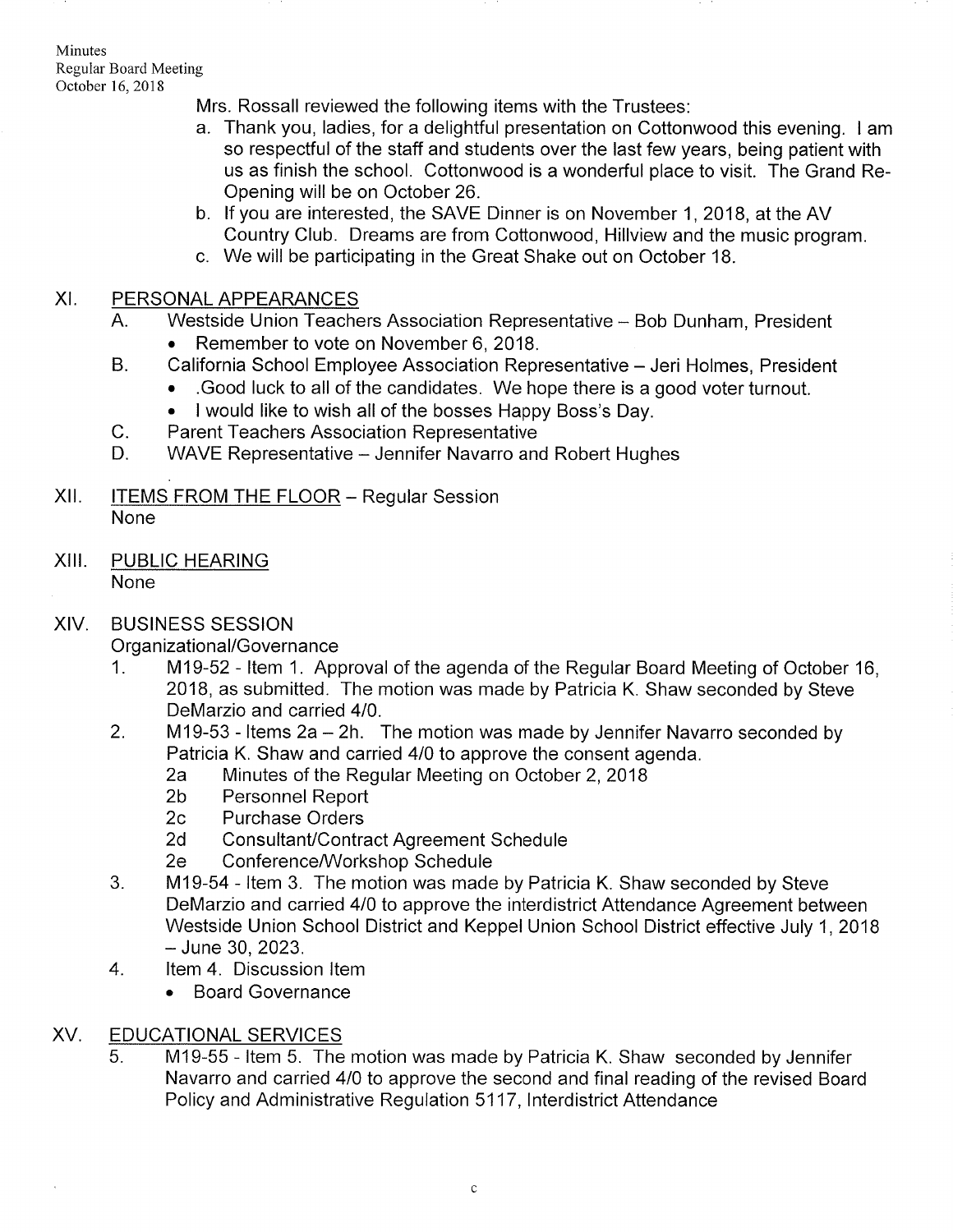Mrs. Rossall reviewed the following items with the Trustees:

a. Thank you, ladies, for a delightful presentation on Cottonwood this evening. I am so respectful of the staff and students over the last few years, being patient with us as finish the school. Cottonwood is a wonderful place to visit. The Grand Re-Opening will be on October 26.
b. If you are interested, the SAVE Dinner is on November 1, 2018, at the AV Country Club. Dreams are from Cottonwood, Hillview and the music program.
c. We will be participating in the Great Shake out on October 18.

## XI. PERSONAL APPEARANCES

A. Westside Union Teachers Association Representative – Bob Dunham, President
- Remember to vote on November 6, 2018.

B. California School Employee Association Representative – Jeri Holmes, President
- .Good luck to all of the candidates. We hope there is a good voter turnout.
- I would like to wish all of the bosses Happy Boss's Day.

C. Parent Teachers Association Representative

D. WAVE Representative – Jennifer Navarro and Robert Hughes

## XII. ITEMS FROM THE FLOOR – Regular Session

None

## XIII. PUBLIC HEARING

None

## XIV. BUSINESS SESSION

Organizational/Governance

1. M19-52 - Item 1. Approval of the agenda of the Regular Board Meeting of October 16, 2018, as submitted. The motion was made by Patricia K. Shaw seconded by Steve DeMarzio and carried 4/0.
2. M19-53 - Items 2a – 2h. The motion was made by Jennifer Navarro seconded by Patricia K. Shaw and carried 4/0 to approve the consent agenda.
   - 2a Minutes of the Regular Meeting on October 2, 2018
   - 2b Personnel Report
   - 2c Purchase Orders
   - 2d Consultant/Contract Agreement Schedule
   - 2e Conference/Workshop Schedule
3. M19-54 - Item 3. The motion was made by Patricia K. Shaw seconded by Steve DeMarzio and carried 4/0 to approve the interdistrict Attendance Agreement between Westside Union School District and Keppel Union School District effective July 1, 2018 – June 30, 2023.
4. Item 4. Discussion Item
   - Board Governance

## XV. EDUCATIONAL SERVICES

5. M19-55 - Item 5. The motion was made by Patricia K. Shaw seconded by Jennifer Navarro and carried 4/0 to approve the second and final reading of the revised Board Policy and Administrative Regulation 5117, Interdistrict Attendance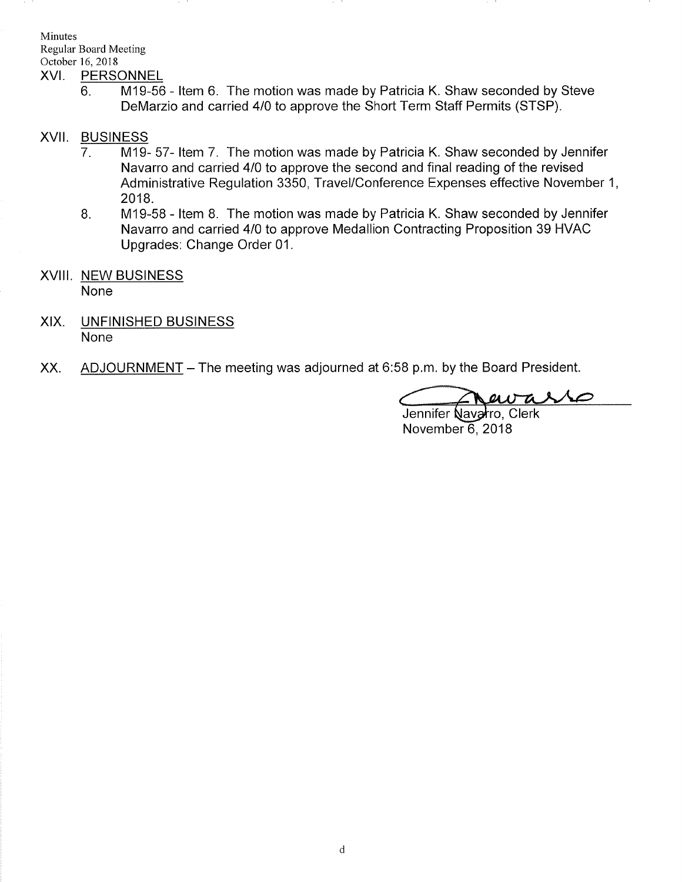Minutes
Regular Board Meeting
October 16, 2018

XVI. PERSONNEL

6. M19-56 - Item 6. The motion was made by Patricia K. Shaw seconded by Steve DeMarzio and carried 4/0 to approve the Short Term Staff Permits (STSP).

XVII. BUSINESS

7. M19- 57- Item 7. The motion was made by Patricia K. Shaw seconded by Jennifer Navarro and carried 4/0 to approve the second and final reading of the revised Administrative Regulation 3350, Travel/Conference Expenses effective November 1, 2018.
8. M19-58 - Item 8. The motion was made by Patricia K. Shaw seconded by Jennifer Navarro and carried 4/0 to approve Medallion Contracting Proposition 39 HVAC Upgrades: Change Order 01.

XVIII. NEW BUSINESS

None

XIX. UNFINISHED BUSINESS

None

XX. ADJOURNMENT – The meeting was adjourned at 6:58 p.m. by the Board President.

Jennifer Navarro, Clerk
November 6, 2018